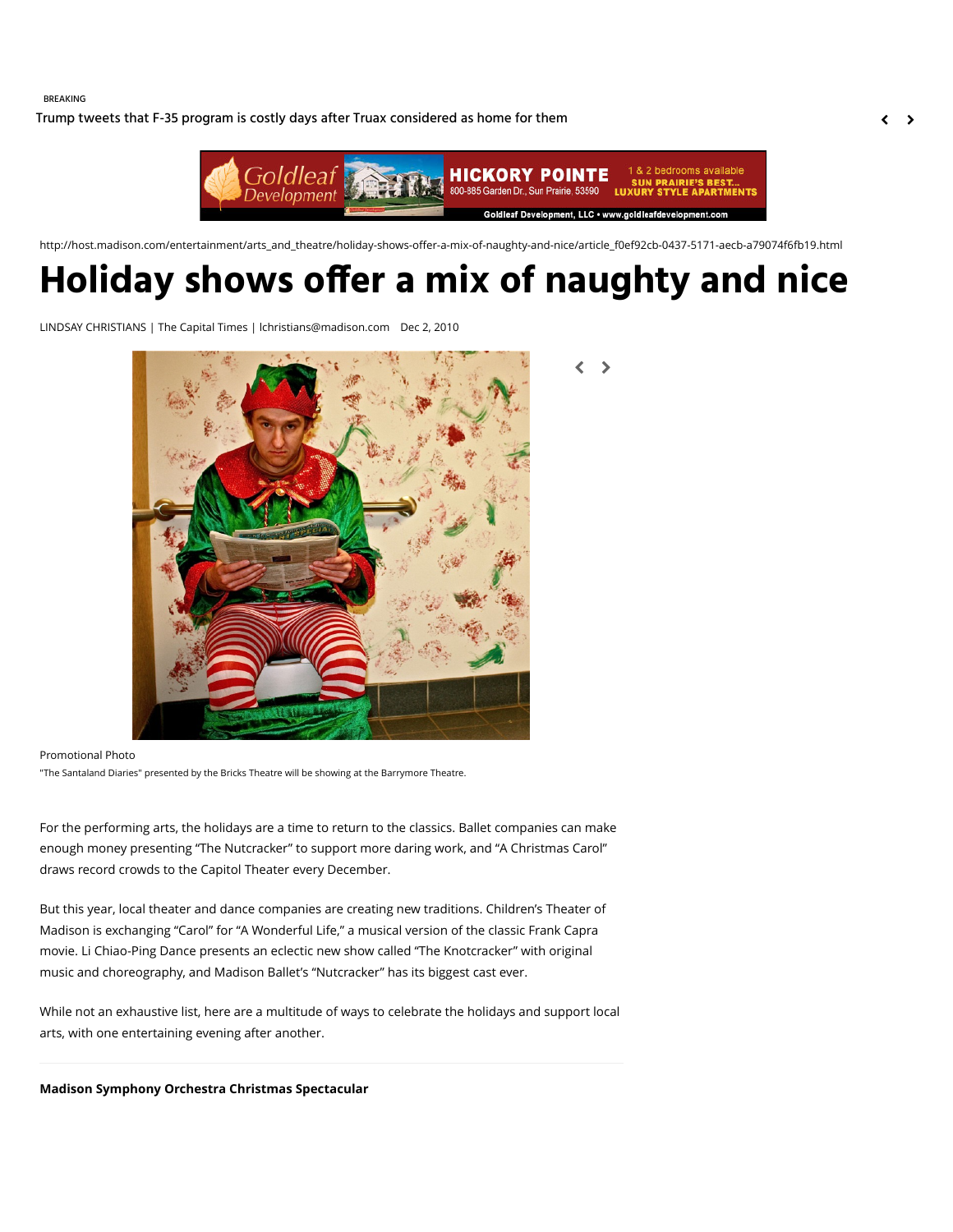BREAKING

Trump tweets that F-35 program is costly days after Truax considered as home for them

http://host.madison.com/entertainment/arts_and_theatre/holiday-shows-offer-a-mix-of-naughty-and-nice/article_f0ef92cb-0437-5171-aecb-a79074f6fb19.html

# Holiday shows offer a mix of naughty and nice

LINDSAY CHRISTIANS | The Capital Times | lchristians@madison.com Dec 2, 2010

Promotional Photo

"The Santaland Diaries" presented by the Bricks Theatre will be showing at the Barrymore Theatre.

For the performing arts, the holidays are a time to return to the classics. Ballet companies can make enough money presenting "The Nutcracker" to support more daring work, and "A Christmas Carol" draws record crowds to the Capitol Theater every December.

But this year, local theater and dance companies are creating new traditions. Children's Theater of Madison is exchanging "Carol" for "A Wonderful Life," a musical version of the classic Frank Capra movie. Li Chiao-Ping Dance presents an eclectic new show called "The Knotcracker" with original music and choreography, and Madison Ballet's "Nutcracker" has its biggest cast ever.

While not an exhaustive list, here are a multitude of ways to celebrate the holidays and support local arts, with one entertaining evening after another.

**Madison Symphony Orchestra Christmas Spectacular**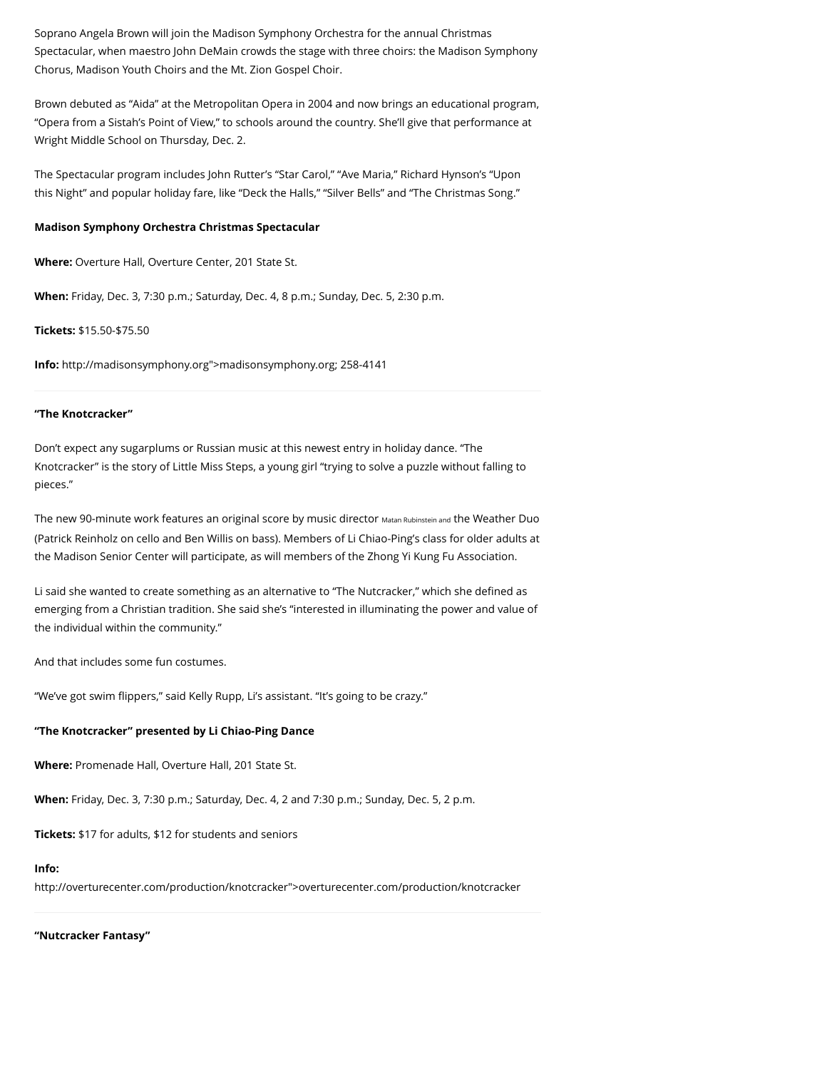Soprano Angela Brown will join the Madison Symphony Orchestra for the annual Christmas Spectacular, when maestro John DeMain crowds the stage with three choirs: the Madison Symphony Chorus, Madison Youth Choirs and the Mt. Zion Gospel Choir.

Brown debuted as "Aida" at the Metropolitan Opera in 2004 and now brings an educational program, "Opera from a Sistah's Point of View," to schools around the country. She'll give that performance at Wright Middle School on Thursday, Dec. 2.

The Spectacular program includes John Rutter's "Star Carol," "Ave Maria," Richard Hynson's "Upon this Night" and popular holiday fare, like "Deck the Halls," "Silver Bells" and "The Christmas Song."

**Madison Symphony Orchestra Christmas Spectacular**

**Where:** Overture Hall, Overture Center, 201 State St.

**When:** Friday, Dec. 3, 7:30 p.m.; Saturday, Dec. 4, 8 p.m.; Sunday, Dec. 5, 2:30 p.m.

**Tickets:** $15.50-$75.50

**Info:** http://madisonsymphony.org">madisonsymphony.org; 258-4141

---

**"The Knotcracker"**

Don't expect any sugarplums or Russian music at this newest entry in holiday dance. "The Knotcracker" is the story of Little Miss Steps, a young girl "trying to solve a puzzle without falling to pieces."

The new 90-minute work features an original score by music director Matan Rubinstein and the Weather Duo (Patrick Reinholz on cello and Ben Willis on bass). Members of Li Chiao-Ping's class for older adults at the Madison Senior Center will participate, as will members of the Zhong Yi Kung Fu Association.

Li said she wanted to create something as an alternative to "The Nutcracker," which she defined as emerging from a Christian tradition. She said she's "interested in illuminating the power and value of the individual within the community."

And that includes some fun costumes.

"We've got swim flippers," said Kelly Rupp, Li's assistant. "It's going to be crazy."

**"The Knotcracker" presented by Li Chiao-Ping Dance**

**Where:** Promenade Hall, Overture Hall, 201 State St.

**When:** Friday, Dec. 3, 7:30 p.m.; Saturday, Dec. 4, 2 and 7:30 p.m.; Sunday, Dec. 5, 2 p.m.

**Tickets:** $17 for adults, $12 for students and seniors

**Info:**
http://overturecenter.com/production/knotcracker">overturecenter.com/production/knotcracker

---

**"Nutcracker Fantasy"**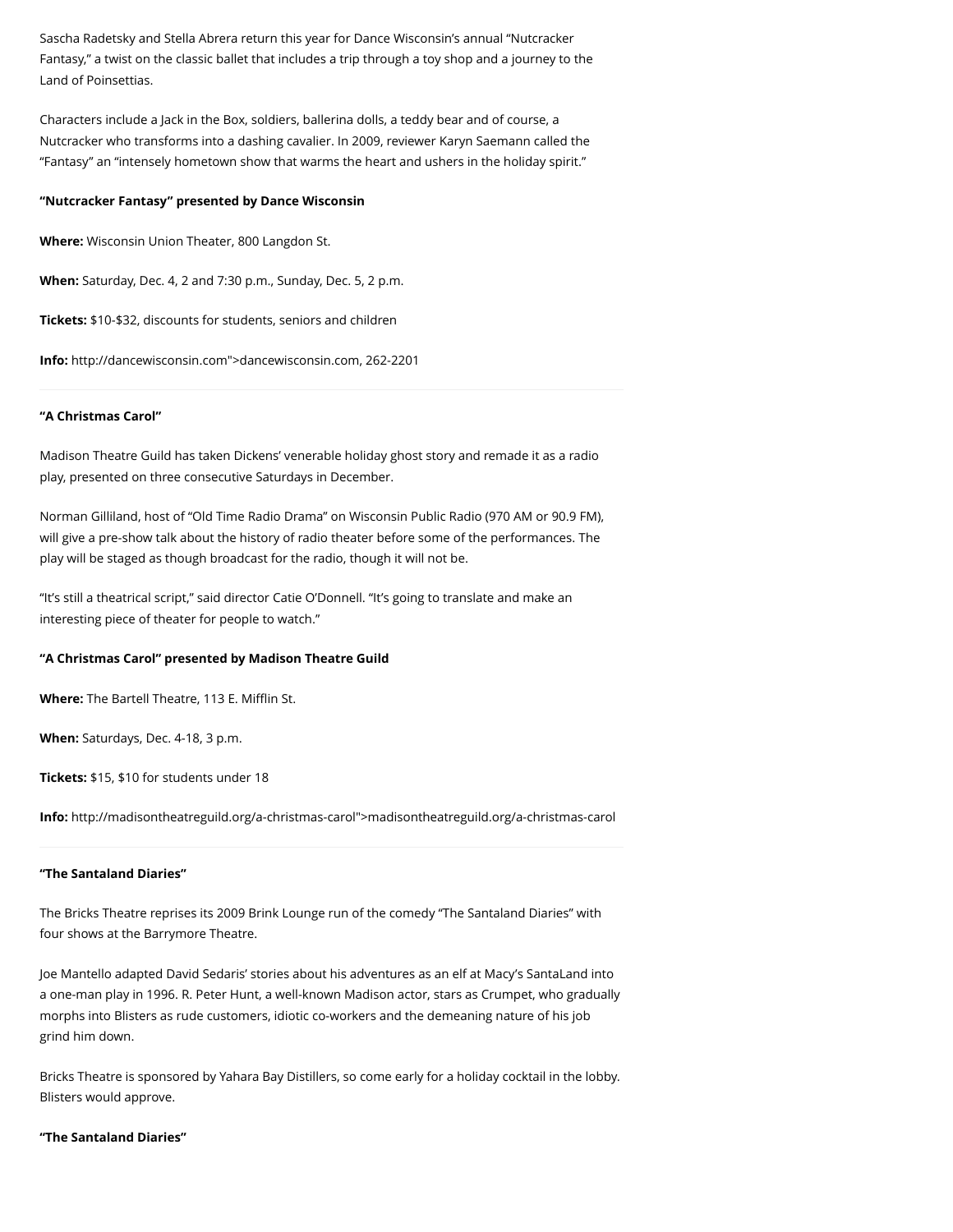Sascha Radetsky and Stella Abrera return this year for Dance Wisconsin's annual "Nutcracker Fantasy," a twist on the classic ballet that includes a trip through a toy shop and a journey to the Land of Poinsettias.

Characters include a Jack in the Box, soldiers, ballerina dolls, a teddy bear and of course, a Nutcracker who transforms into a dashing cavalier. In 2009, reviewer Karyn Saemann called the "Fantasy" an "intensely hometown show that warms the heart and ushers in the holiday spirit."

**"Nutcracker Fantasy" presented by Dance Wisconsin**

**Where:** Wisconsin Union Theater, 800 Langdon St.

**When:** Saturday, Dec. 4, 2 and 7:30 p.m., Sunday, Dec. 5, 2 p.m.

**Tickets:** $10-$32, discounts for students, seniors and children

**Info:** http://dancewisconsin.com">dancewisconsin.com, 262-2201

---

**"A Christmas Carol"**

Madison Theatre Guild has taken Dickens' venerable holiday ghost story and remade it as a radio play, presented on three consecutive Saturdays in December.

Norman Gilliland, host of "Old Time Radio Drama" on Wisconsin Public Radio (970 AM or 90.9 FM), will give a pre-show talk about the history of radio theater before some of the performances. The play will be staged as though broadcast for the radio, though it will not be.

"It's still a theatrical script," said director Catie O'Donnell. "It's going to translate and make an interesting piece of theater for people to watch."

**"A Christmas Carol" presented by Madison Theatre Guild**

**Where:** The Bartell Theatre, 113 E. Mifflin St.

**When:** Saturdays, Dec. 4-18, 3 p.m.

**Tickets:** $15, $10 for students under 18

**Info:** http://madisontheatreguild.org/a-christmas-carol">madisontheatreguild.org/a-christmas-carol

---

**"The Santaland Diaries"**

The Bricks Theatre reprises its 2009 Brink Lounge run of the comedy "The Santaland Diaries" with four shows at the Barrymore Theatre.

Joe Mantello adapted David Sedaris' stories about his adventures as an elf at Macy's SantaLand into a one-man play in 1996. R. Peter Hunt, a well-known Madison actor, stars as Crumpet, who gradually morphs into Blisters as rude customers, idiotic co-workers and the demeaning nature of his job grind him down.

Bricks Theatre is sponsored by Yahara Bay Distillers, so come early for a holiday cocktail in the lobby. Blisters would approve.

**"The Santaland Diaries"**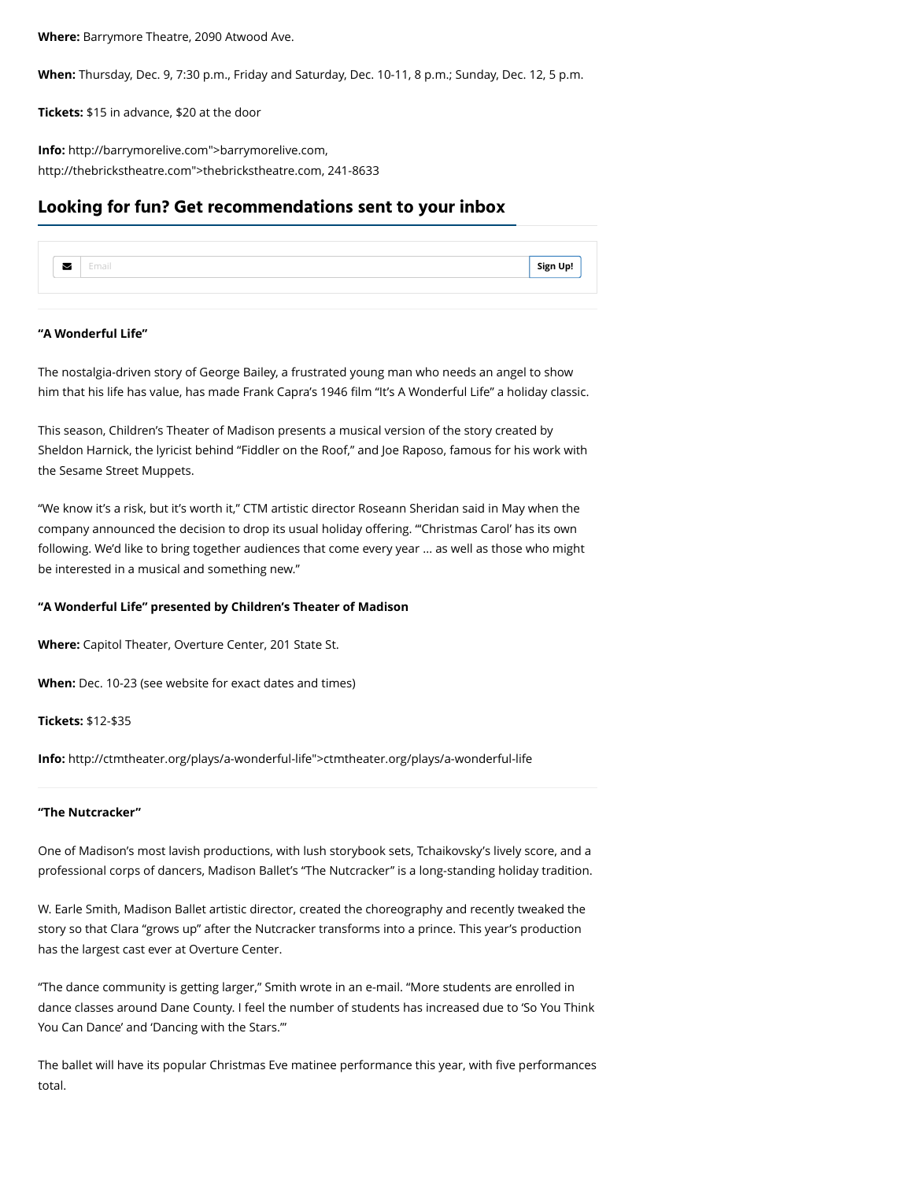**Where:** Barrymore Theatre, 2090 Atwood Ave.

**When:** Thursday, Dec. 9, 7:30 p.m., Friday and Saturday, Dec. 10-11, 8 p.m.; Sunday, Dec. 12, 5 p.m.

**Tickets:** $15 in advance, $20 at the door

**Info:** http://barrymorelive.com">barrymorelive.com, http://thebrickstheatre.com">thebrickstheatre.com, 241-8633

## Looking for fun? Get recommendations sent to your inbox

Email Sign Up!

---

**"A Wonderful Life"**

The nostalgia-driven story of George Bailey, a frustrated young man who needs an angel to show him that his life has value, has made Frank Capra's 1946 film "It's A Wonderful Life" a holiday classic.

This season, Children's Theater of Madison presents a musical version of the story created by Sheldon Harnick, the lyricist behind "Fiddler on the Roof," and Joe Raposo, famous for his work with the Sesame Street Muppets.

"We know it's a risk, but it's worth it," CTM artistic director Roseann Sheridan said in May when the company announced the decision to drop its usual holiday offering. "'Christmas Carol' has its own following. We'd like to bring together audiences that come every year … as well as those who might be interested in a musical and something new."

**"A Wonderful Life" presented by Children's Theater of Madison**

**Where:** Capitol Theater, Overture Center, 201 State St.

**When:** Dec. 10-23 (see website for exact dates and times)

**Tickets:** $12-$35

**Info:** http://ctmtheater.org/plays/a-wonderful-life">ctmtheater.org/plays/a-wonderful-life

---

**"The Nutcracker"**

One of Madison's most lavish productions, with lush storybook sets, Tchaikovsky's lively score, and a professional corps of dancers, Madison Ballet's "The Nutcracker" is a long-standing holiday tradition.

W. Earle Smith, Madison Ballet artistic director, created the choreography and recently tweaked the story so that Clara "grows up" after the Nutcracker transforms into a prince. This year's production has the largest cast ever at Overture Center.

"The dance community is getting larger," Smith wrote in an e-mail. "More students are enrolled in dance classes around Dane County. I feel the number of students has increased due to 'So You Think You Can Dance' and 'Dancing with the Stars.'"

The ballet will have its popular Christmas Eve matinee performance this year, with five performances total.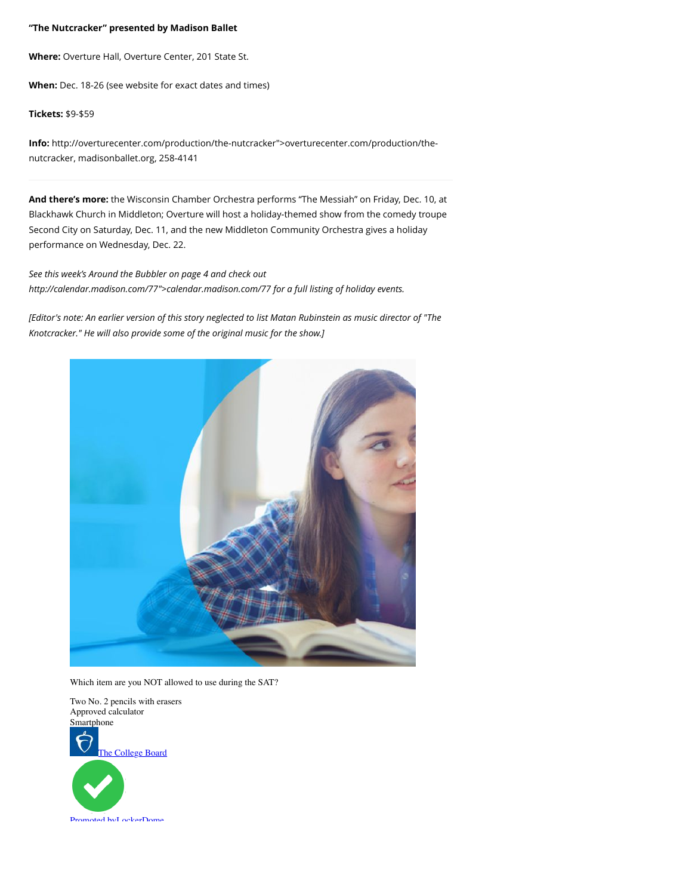**"The Nutcracker" presented by Madison Ballet**

**Where:** Overture Hall, Overture Center, 201 State St.

**When:** Dec. 18-26 (see website for exact dates and times)

**Tickets:** $9-$59

**Info:** http://overturecenter.com/production/the-nutcracker">overturecenter.com/production/the-nutcracker, madisonballet.org, 258-4141

---

**And there's more:** the Wisconsin Chamber Orchestra performs "The Messiah" on Friday, Dec. 10, at Blackhawk Church in Middleton; Overture will host a holiday-themed show from the comedy troupe Second City on Saturday, Dec. 11, and the new Middleton Community Orchestra gives a holiday performance on Wednesday, Dec. 22.

*See this week's Around the Bubbler on page 4 and check out http://calendar.madison.com/77">calendar.madison.com/77 for a full listing of holiday events.*

*[Editor's note: An earlier version of this story neglected to list Matan Rubinstein as music director of "The Knotcracker." He will also provide some of the original music for the show.]*

Which item are you NOT allowed to use during the SAT?

Two No. 2 pencils with erasers
Approved calculator
Smartphone

The College Board

Promoted by LockerDome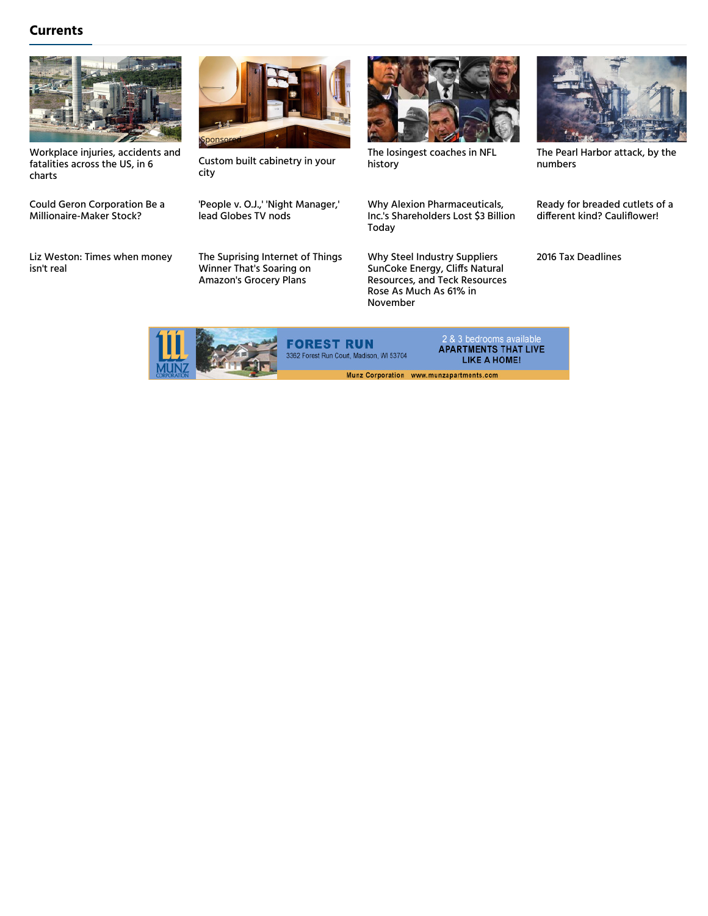## Currents

Workplace injuries, accidents and fatalities across the US, in 6 charts

Sponsored

Custom built cabinetry in your city

The losingest coaches in NFL history

The Pearl Harbor attack, by the numbers

Could Geron Corporation Be a Millionaire-Maker Stock?

'People v. O.J.,' 'Night Manager,' lead Globes TV nods

Why Alexion Pharmaceuticals, Inc.'s Shareholders Lost $3 Billion Today

Ready for breaded cutlets of a different kind? Cauliflower!

Liz Weston: Times when money isn't real

The Suprising Internet of Things Winner That's Soaring on Amazon's Grocery Plans

Why Steel Industry Suppliers SunCoke Energy, Cliffs Natural Resources, and Teck Resources Rose As Much As 61% in November

2016 Tax Deadlines

MUNZ CORPORATION

FOREST RUN

3362 Forest Run Court, Madison, WI 53704

2 & 3 bedrooms available

APARTMENTS THAT LIVE LIKE A HOME!

Munz Corporation www.munzapartments.com